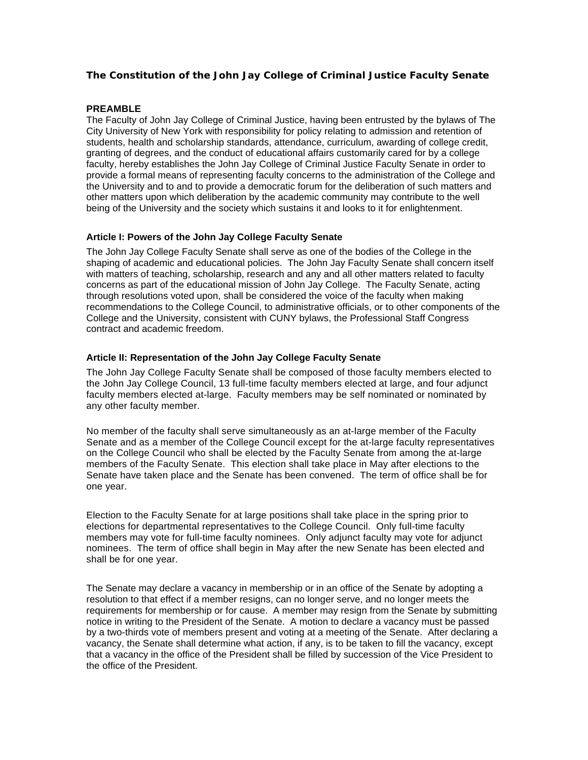# The Constitution of the John Jay College of Criminal Justice Faculty Senate

**PREAMBLE**

The Faculty of John Jay College of Criminal Justice, having been entrusted by the bylaws of The City University of New York with responsibility for policy relating to admission and retention of students, health and scholarship standards, attendance, curriculum, awarding of college credit, granting of degrees, and the conduct of educational affairs customarily cared for by a college faculty, hereby establishes the John Jay College of Criminal Justice Faculty Senate in order to provide a formal means of representing faculty concerns to the administration of the College and the University and to and to provide a democratic forum for the deliberation of such matters and other matters upon which deliberation by the academic community may contribute to the well being of the University and the society which sustains it and looks to it for enlightenment.

### Article I: Powers of the John Jay College Faculty Senate

The John Jay College Faculty Senate shall serve as one of the bodies of the College in the shaping of academic and educational policies. The John Jay Faculty Senate shall concern itself with matters of teaching, scholarship, research and any and all other matters related to faculty concerns as part of the educational mission of John Jay College. The Faculty Senate, acting through resolutions voted upon, shall be considered the voice of the faculty when making recommendations to the College Council, to administrative officials, or to other components of the College and the University, consistent with CUNY bylaws, the Professional Staff Congress contract and academic freedom.

### Article II: Representation of the John Jay College Faculty Senate

The John Jay College Faculty Senate shall be composed of those faculty members elected to the John Jay College Council, 13 full-time faculty members elected at large, and four adjunct faculty members elected at-large. Faculty members may be self nominated or nominated by any other faculty member.

No member of the faculty shall serve simultaneously as an at-large member of the Faculty Senate and as a member of the College Council except for the at-large faculty representatives on the College Council who shall be elected by the Faculty Senate from among the at-large members of the Faculty Senate. This election shall take place in May after elections to the Senate have taken place and the Senate has been convened. The term of office shall be for one year.

Election to the Faculty Senate for at large positions shall take place in the spring prior to elections for departmental representatives to the College Council. Only full-time faculty members may vote for full-time faculty nominees. Only adjunct faculty may vote for adjunct nominees. The term of office shall begin in May after the new Senate has been elected and shall be for one year.

The Senate may declare a vacancy in membership or in an office of the Senate by adopting a resolution to that effect if a member resigns, can no longer serve, and no longer meets the requirements for membership or for cause. A member may resign from the Senate by submitting notice in writing to the President of the Senate. A motion to declare a vacancy must be passed by a two-thirds vote of members present and voting at a meeting of the Senate. After declaring a vacancy, the Senate shall determine what action, if any, is to be taken to fill the vacancy, except that a vacancy in the office of the President shall be filled by succession of the Vice President to the office of the President.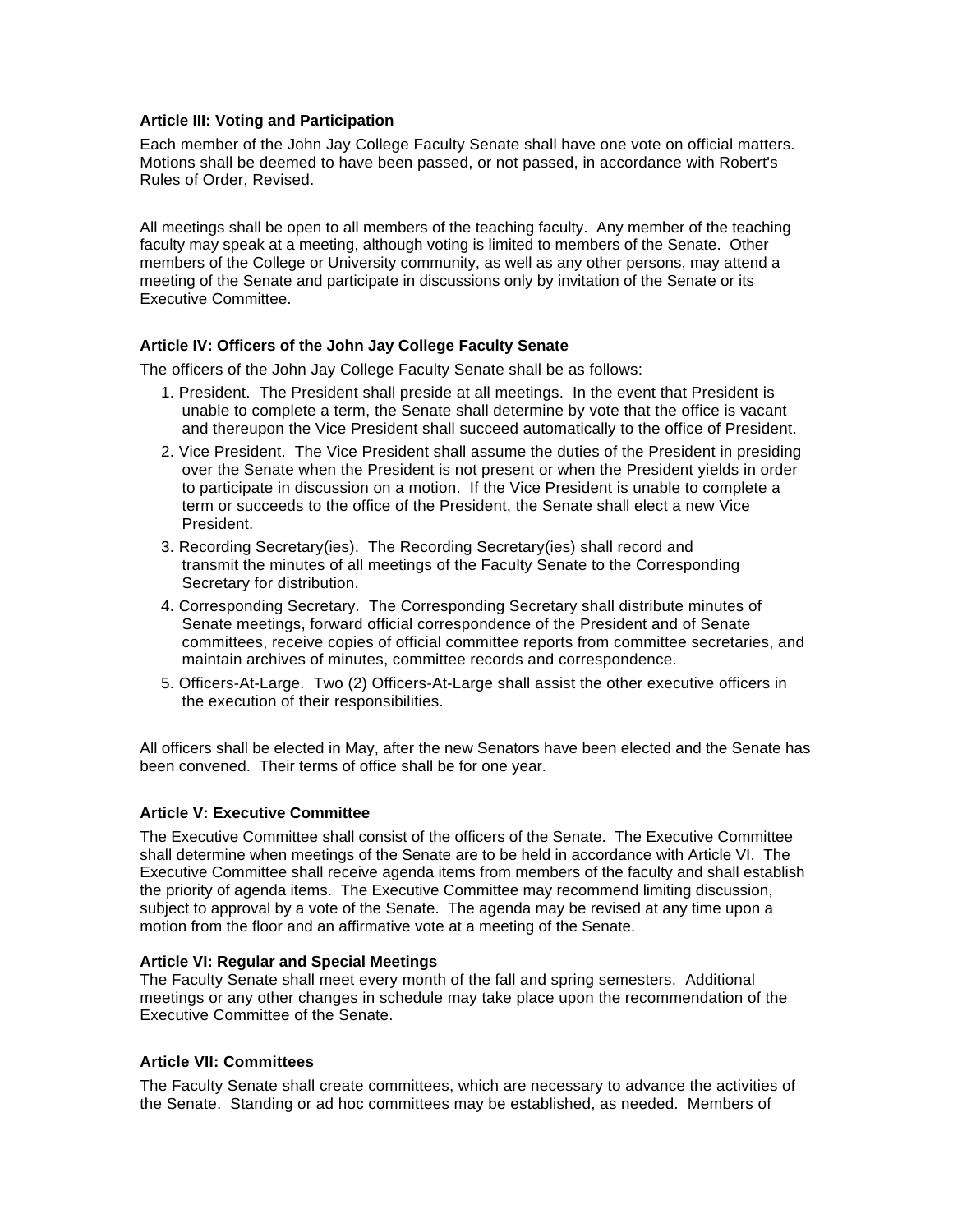**Article III: Voting and Participation**

Each member of the John Jay College Faculty Senate shall have one vote on official matters. Motions shall be deemed to have been passed, or not passed, in accordance with Robert's Rules of Order, Revised.

All meetings shall be open to all members of the teaching faculty. Any member of the teaching faculty may speak at a meeting, although voting is limited to members of the Senate. Other members of the College or University community, as well as any other persons, may attend a meeting of the Senate and participate in discussions only by invitation of the Senate or its Executive Committee.

**Article IV: Officers of the John Jay College Faculty Senate**

The officers of the John Jay College Faculty Senate shall be as follows:

1. President. The President shall preside at all meetings. In the event that President is unable to complete a term, the Senate shall determine by vote that the office is vacant and thereupon the Vice President shall succeed automatically to the office of President.
2. Vice President. The Vice President shall assume the duties of the President in presiding over the Senate when the President is not present or when the President yields in order to participate in discussion on a motion. If the Vice President is unable to complete a term or succeeds to the office of the President, the Senate shall elect a new Vice President.
3. Recording Secretary(ies). The Recording Secretary(ies) shall record and transmit the minutes of all meetings of the Faculty Senate to the Corresponding Secretary for distribution.
4. Corresponding Secretary. The Corresponding Secretary shall distribute minutes of Senate meetings, forward official correspondence of the President and of Senate committees, receive copies of official committee reports from committee secretaries, and maintain archives of minutes, committee records and correspondence.
5. Officers-At-Large. Two (2) Officers-At-Large shall assist the other executive officers in the execution of their responsibilities.

All officers shall be elected in May, after the new Senators have been elected and the Senate has been convened. Their terms of office shall be for one year.

**Article V: Executive Committee**

The Executive Committee shall consist of the officers of the Senate. The Executive Committee shall determine when meetings of the Senate are to be held in accordance with Article VI. The Executive Committee shall receive agenda items from members of the faculty and shall establish the priority of agenda items. The Executive Committee may recommend limiting discussion, subject to approval by a vote of the Senate. The agenda may be revised at any time upon a motion from the floor and an affirmative vote at a meeting of the Senate.

**Article VI: Regular and Special Meetings**

The Faculty Senate shall meet every month of the fall and spring semesters. Additional meetings or any other changes in schedule may take place upon the recommendation of the Executive Committee of the Senate.

**Article VII: Committees**

The Faculty Senate shall create committees, which are necessary to advance the activities of the Senate. Standing or ad hoc committees may be established, as needed. Members of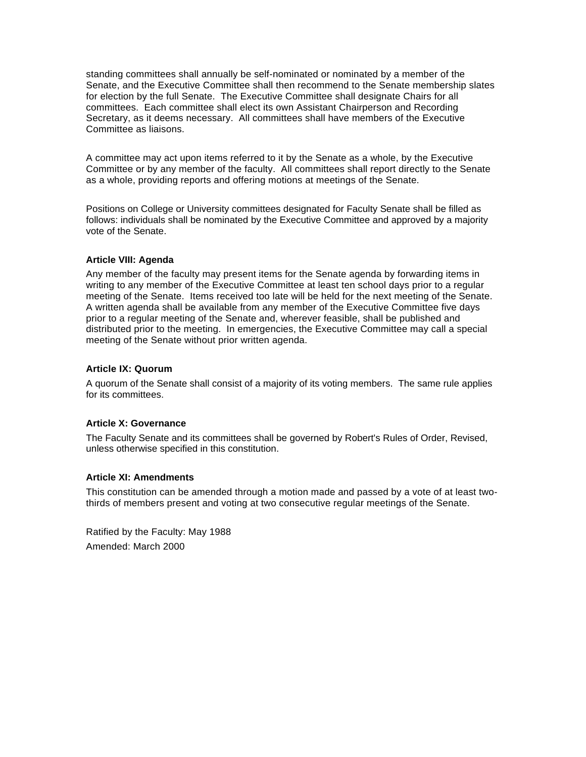standing committees shall annually be self-nominated or nominated by a member of the Senate, and the Executive Committee shall then recommend to the Senate membership slates for election by the full Senate. The Executive Committee shall designate Chairs for all committees. Each committee shall elect its own Assistant Chairperson and Recording Secretary, as it deems necessary. All committees shall have members of the Executive Committee as liaisons.

A committee may act upon items referred to it by the Senate as a whole, by the Executive Committee or by any member of the faculty. All committees shall report directly to the Senate as a whole, providing reports and offering motions at meetings of the Senate.

Positions on College or University committees designated for Faculty Senate shall be filled as follows: individuals shall be nominated by the Executive Committee and approved by a majority vote of the Senate.

### Article VIII: Agenda

Any member of the faculty may present items for the Senate agenda by forwarding items in writing to any member of the Executive Committee at least ten school days prior to a regular meeting of the Senate. Items received too late will be held for the next meeting of the Senate. A written agenda shall be available from any member of the Executive Committee five days prior to a regular meeting of the Senate and, wherever feasible, shall be published and distributed prior to the meeting. In emergencies, the Executive Committee may call a special meeting of the Senate without prior written agenda.

### Article IX: Quorum

A quorum of the Senate shall consist of a majority of its voting members. The same rule applies for its committees.

### Article X: Governance

The Faculty Senate and its committees shall be governed by Robert's Rules of Order, Revised, unless otherwise specified in this constitution.

### Article XI: Amendments

This constitution can be amended through a motion made and passed by a vote of at least two-thirds of members present and voting at two consecutive regular meetings of the Senate.

Ratified by the Faculty: May 1988

Amended: March 2000